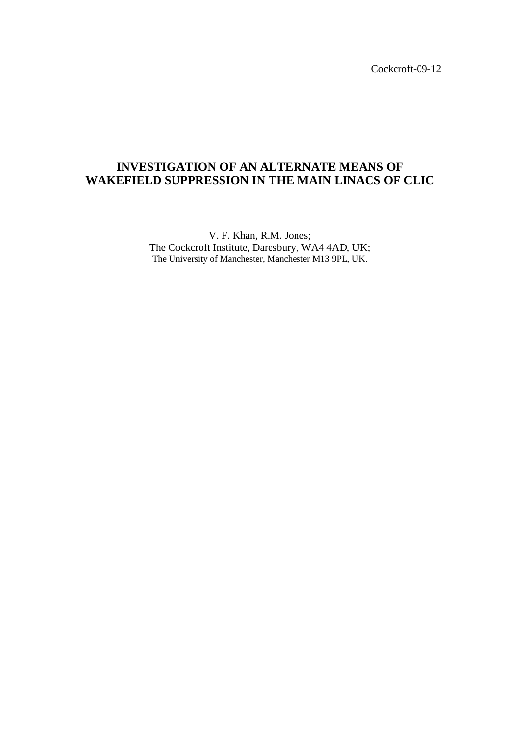Cockcroft-09-12

# INVESTIGATION OF AN ALTERNATE MEANS OF WAKEFIELD SUPPRESSION IN THE MAIN LINACS OF CLIC

V. F. Khan, R.M. Jones;
The Cockcroft Institute, Daresbury, WA4 4AD, UK;
The University of Manchester, Manchester M13 9PL, UK.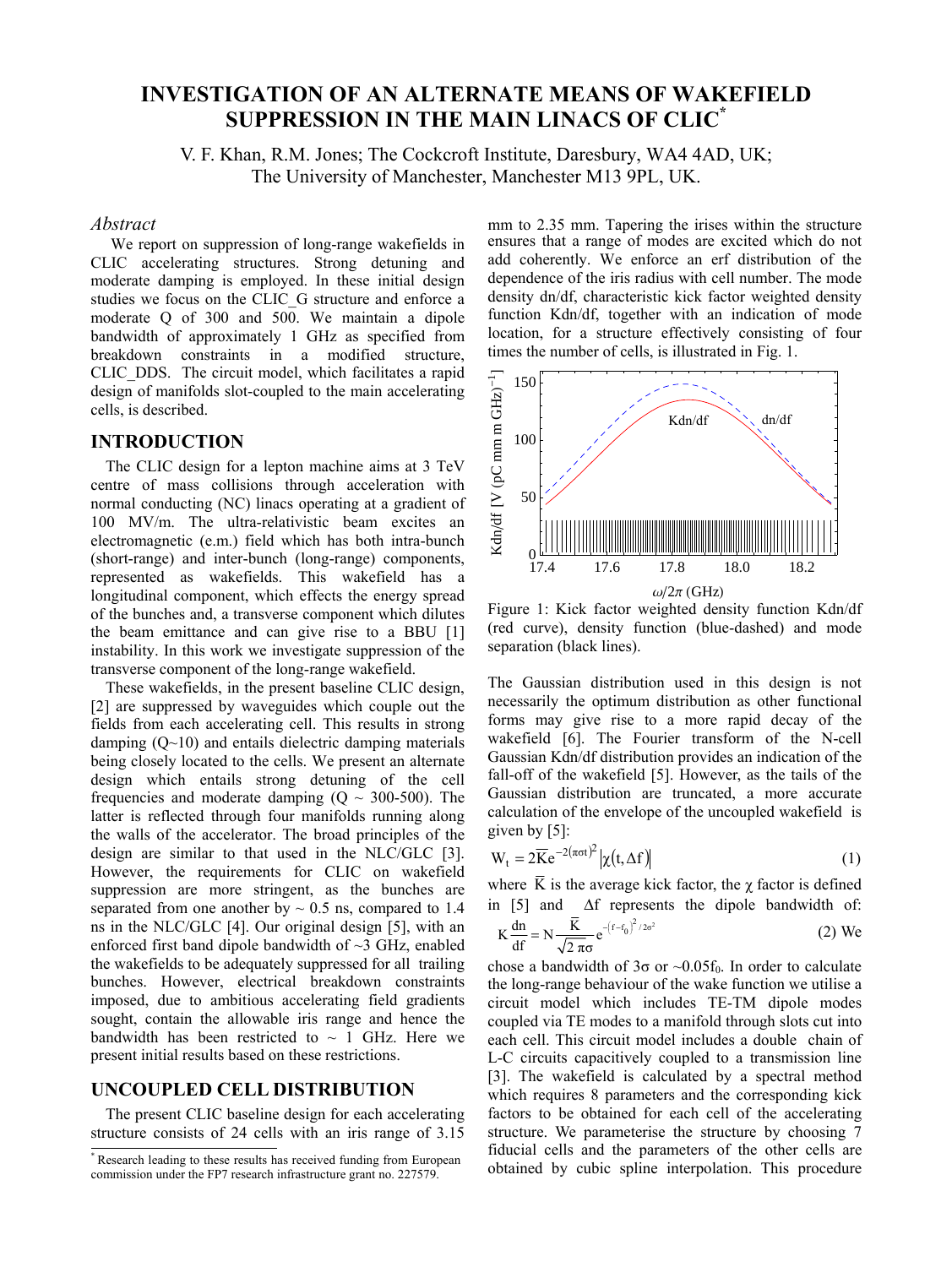# INVESTIGATION OF AN ALTERNATE MEANS OF WAKEFIELD SUPPRESSION IN THE MAIN LINACS OF CLIC*

V. F. Khan, R.M. Jones; The Cockcroft Institute, Daresbury, WA4 4AD, UK; The University of Manchester, Manchester M13 9PL, UK.

### *Abstract*

We report on suppression of long-range wakefields in CLIC accelerating structures. Strong detuning and moderate damping is employed. In these initial design studies we focus on the CLIC_G structure and enforce a moderate Q of 300 and 500. We maintain a dipole bandwidth of approximately 1 GHz as specified from breakdown constraints in a modified structure, CLIC_DDS. The circuit model, which facilitates a rapid design of manifolds slot-coupled to the main accelerating cells, is described.

## INTRODUCTION

The CLIC design for a lepton machine aims at 3 TeV centre of mass collisions through acceleration with normal conducting (NC) linacs operating at a gradient of 100 MV/m. The ultra-relativistic beam excites an electromagnetic (e.m.) field which has both intra-bunch (short-range) and inter-bunch (long-range) components, represented as wakefields. This wakefield has a longitudinal component, which effects the energy spread of the bunches and, a transverse component which dilutes the beam emittance and can give rise to a BBU [1] instability. In this work we investigate suppression of the transverse component of the long-range wakefield.

These wakefields, in the present baseline CLIC design, [2] are suppressed by waveguides which couple out the fields from each accelerating cell. This results in strong damping (Q~10) and entails dielectric damping materials being closely located to the cells. We present an alternate design which entails strong detuning of the cell frequencies and moderate damping (Q ~ 300-500). The latter is reflected through four manifolds running along the walls of the accelerator. The broad principles of the design are similar to that used in the NLC/GLC [3]. However, the requirements for CLIC on wakefield suppression are more stringent, as the bunches are separated from one another by ~ 0.5 ns, compared to 1.4 ns in the NLC/GLC [4]. Our original design [5], with an enforced first band dipole bandwidth of ~3 GHz, enabled the wakefields to be adequately suppressed for all trailing bunches. However, electrical breakdown constraints imposed, due to ambitious accelerating field gradients sought, contain the allowable iris range and hence the bandwidth has been restricted to ~ 1 GHz. Here we present initial results based on these restrictions.

## UNCOUPLED CELL DISTRIBUTION

The present CLIC baseline design for each accelerating structure consists of 24 cells with an iris range of 3.15 mm to 2.35 mm. Tapering the irises within the structure ensures that a range of modes are excited which do not add coherently. We enforce an erf distribution of the dependence of the iris radius with cell number. The mode density dn/df, characteristic kick factor weighted density function Kdn/df, together with an indication of mode location, for a structure effectively consisting of four times the number of cells, is illustrated in Fig. 1.

Figure 1: Kick factor weighted density function Kdn/df (red curve), density function (blue-dashed) and mode separation (black lines).

The Gaussian distribution used in this design is not necessarily the optimum distribution as other functional forms may give rise to a more rapid decay of the wakefield [6]. The Fourier transform of the N-cell Gaussian Kdn/df distribution provides an indication of the fall-off of the wakefield [5]. However, as the tails of the Gaussian distribution are truncated, a more accurate calculation of the envelope of the uncoupled wakefield is given by [5]:

$$W_t = 2\bar{K}e^{-2(\pi\sigma t)^2}\left|\chi(t,\Delta f)\right| \quad (1)$$

where $\bar{K}$ is the average kick factor, the $\chi$ factor is defined in [5] and $\Delta f$ represents the dipole bandwidth of:

$$K\frac{dn}{df} = N\frac{\bar{K}}{\sqrt{2}\,\pi\sigma}e^{-(f-f_0)^2/2\sigma^2} \quad (2)$$

We chose a bandwidth of $3\sigma$ or $\sim 0.05 f_0$. In order to calculate the long-range behaviour of the wake function we utilise a circuit model which includes TE-TM dipole modes coupled via TE modes to a manifold through slots cut into each cell. This circuit model includes a double chain of L-C circuits capacitively coupled to a transmission line [3]. The wakefield is calculated by a spectral method which requires 8 parameters and the corresponding kick factors to be obtained for each cell of the accelerating structure. We parameterise the structure by choosing 7 fiducial cells and the parameters of the other cells are obtained by cubic spline interpolation. This procedure

* Research leading to these results has received funding from European commission under the FP7 research infrastructure grant no. 227579.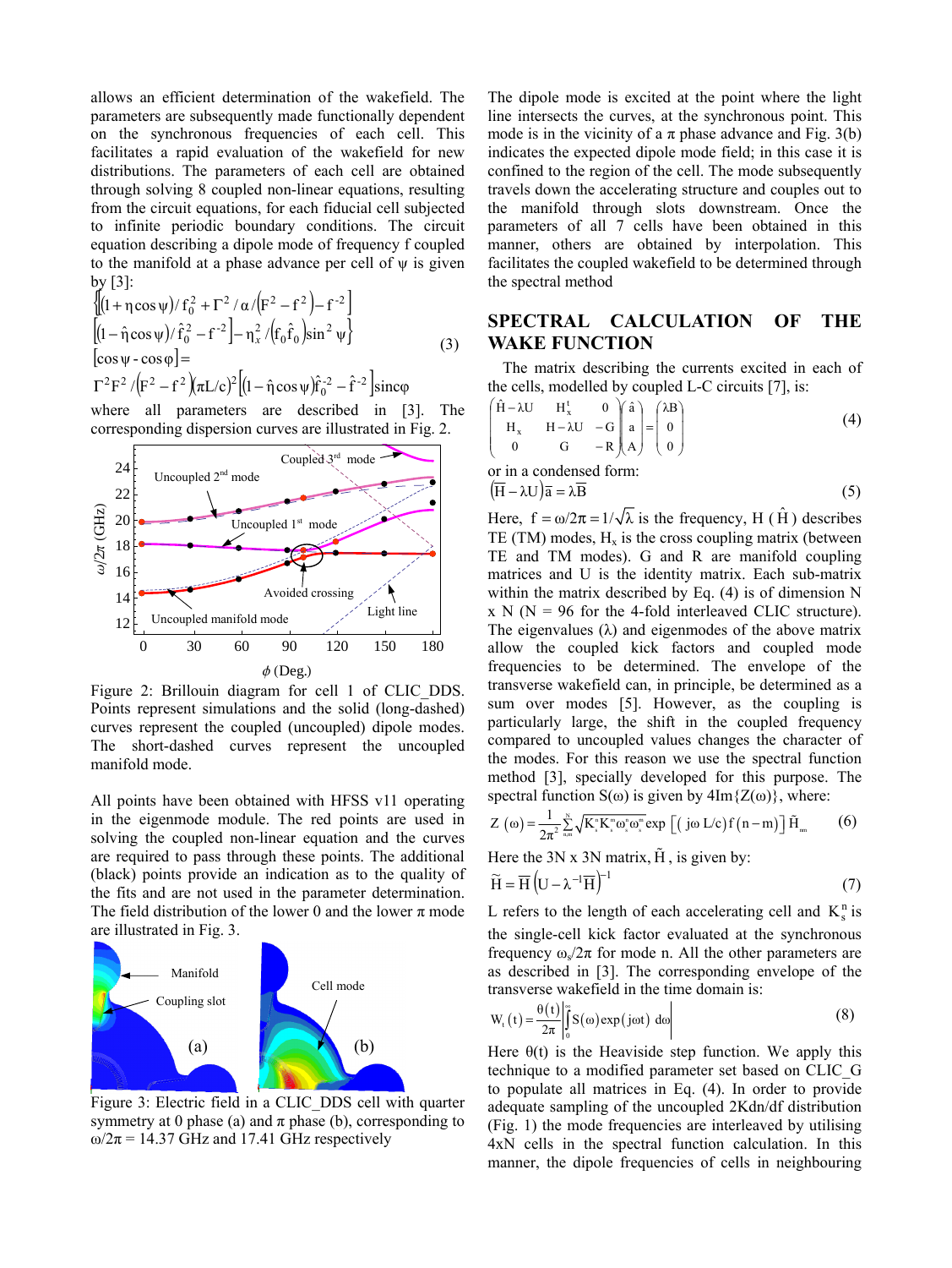allows an efficient determination of the wakefield. The parameters are subsequently made functionally dependent on the synchronous frequencies of each cell. This facilitates a rapid evaluation of the wakefield for new distributions. The parameters of each cell are obtained through solving 8 coupled non-linear equations, resulting from the circuit equations, for each fiducial cell subjected to infinite periodic boundary conditions. The circuit equation describing a dipole mode of frequency f coupled to the manifold at a phase advance per cell of $\psi$ is given by [3]:

$$
\begin{aligned}
&\left\{\left[(1+\eta\cos\psi)/f_0^2 + \Gamma^2/\alpha/\left(F^2-f^2\right) - f^{-2}\right]\right. \\
&\left.\left[(1-\hat{\eta}\cos\psi)/\hat{f}_0^2 - f^{-2}\right] - \eta_x^2/\left(f_0\hat{f}_0\right)\sin^2\psi\right\} \\
&\left[\cos\psi - \cos\varphi\right] = \\
&\Gamma^2F^2/\left(F^2-f^2\right)(\pi L/c)^2\left[(1-\hat{\eta}\cos\psi)\hat{f}_0^{-2} - \hat{f}^{-2}\right]\mathrm{sinc}\varphi
\end{aligned}
\tag{3}
$$

where all parameters are described in [3]. The corresponding dispersion curves are illustrated in Fig. 2.

Figure 2: Brillouin diagram for cell 1 of CLIC_DDS. Points represent simulations and the solid (long-dashed) curves represent the coupled (uncoupled) dipole modes. The short-dashed curves represent the uncoupled manifold mode.

All points have been obtained with HFSS v11 operating in the eigenmode module. The red points are used in solving the coupled non-linear equation and the curves are required to pass through these points. The additional (black) points provide an indication as to the quality of the fits and are not used in the parameter determination. The field distribution of the lower 0 and the lower $\pi$ mode are illustrated in Fig. 3.

Figure 3: Electric field in a CLIC_DDS cell with quarter symmetry at 0 phase (a) and $\pi$ phase (b), corresponding to $\omega/2\pi$ = 14.37 GHz and 17.41 GHz respectively

The dipole mode is excited at the point where the light line intersects the curves, at the synchronous point. This mode is in the vicinity of a $\pi$ phase advance and Fig. 3(b) indicates the expected dipole mode field; in this case it is confined to the region of the cell. The mode subsequently travels down the accelerating structure and couples out to the manifold through slots downstream. Once the parameters of all 7 cells have been obtained in this manner, others are obtained by interpolation. This facilitates the coupled wakefield to be determined through the spectral method

## SPECTRAL CALCULATION OF THE WAKE FUNCTION

The matrix describing the currents excited in each of the cells, modelled by coupled L-C circuits [7], is:

$$
\begin{pmatrix}
\hat{H}-\lambda U & H_x^t & 0 \\
H_x & H-\lambda U & -G \\
0 & G & -R
\end{pmatrix}
\begin{pmatrix}
\hat{a} \\ a \\ A
\end{pmatrix}
=
\begin{pmatrix}
\lambda B \\ 0 \\ 0
\end{pmatrix}
\tag{4}
$$

or in a condensed form:

$$
\left(\overline{H}-\lambda U\right)\bar{a} = \lambda\overline{B} \tag{5}
$$

Here, $f = \omega/2\pi = 1/\sqrt{\lambda}$ is the frequency, H ($\hat{H}$) describes TE (TM) modes, $H_x$ is the cross coupling matrix (between TE and TM modes). G and R are manifold coupling matrices and U is the identity matrix. Each sub-matrix within the matrix described by Eq. (4) is of dimension N x N (N = 96 for the 4-fold interleaved CLIC structure). The eigenvalues ($\lambda$) and eigenmodes of the above matrix allow the coupled kick factors and coupled mode frequencies to be determined. The envelope of the transverse wakefield can, in principle, be determined as a sum over modes [5]. However, as the coupling is particularly large, the shift in the coupled frequency compared to uncoupled values changes the character of the modes. For this reason we use the spectral function method [3], specially developed for this purpose. The spectral function $S(\omega)$ is given by $4\mathrm{Im}\{Z(\omega)\}$, where:

$$
Z(\omega) = \frac{1}{2\pi^2}\sum_{n,m}^{N}\sqrt{K_s^n K_s^m \omega_s^n \omega_s^m}\exp\left[(j\omega L/c)f(n-m)\right]\tilde{H}_{nm} \tag{6}
$$

Here the 3N x 3N matrix, $\tilde{H}$, is given by:

$$
\tilde{H} = \overline{H}\left(U-\lambda^{-1}\overline{H}\right)^{-1} \tag{7}
$$

L refers to the length of each accelerating cell and $K_s^n$ is the single-cell kick factor evaluated at the synchronous frequency $\omega_s/2\pi$ for mode n. All the other parameters are as described in [3]. The corresponding envelope of the transverse wakefield in the time domain is:

$$
W_t(t) = \frac{\theta(t)}{2\pi}\left|\int_0^\infty S(\omega)\exp(j\omega t)\,d\omega\right| \tag{8}
$$

Here $\theta(t)$ is the Heaviside step function. We apply this technique to a modified parameter set based on CLIC_G to populate all matrices in Eq. (4). In order to provide adequate sampling of the uncoupled 2Kdn/df distribution (Fig. 1) the mode frequencies are interleaved by utilising 4xN cells in the spectral function calculation. In this manner, the dipole frequencies of cells in neighbouring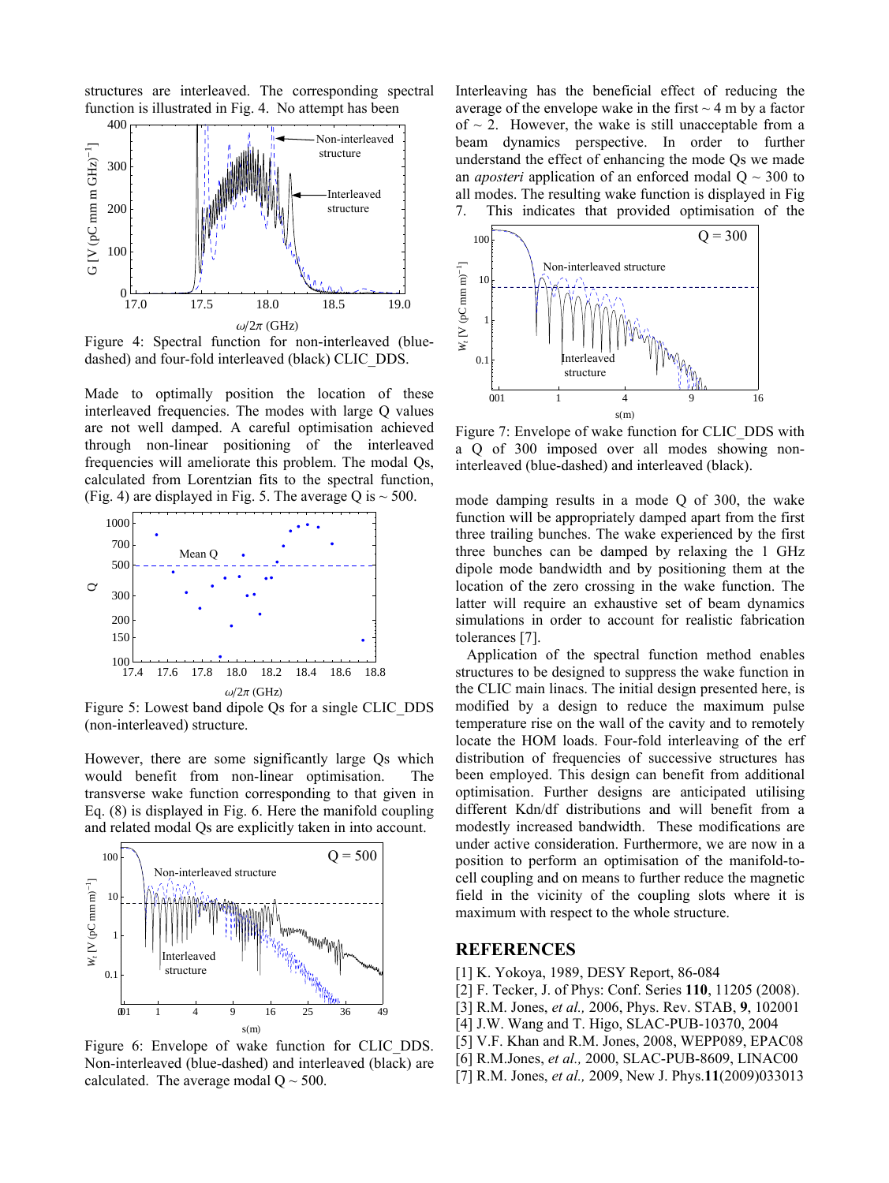structures are interleaved. The corresponding spectral function is illustrated in Fig. 4. No attempt has been

400
300
200
100
0
G [V (pC mm m GHz)$^{-1}$]
17.0 17.5 18.0 18.5 19.0
$\omega/2\pi$ (GHz)
Non-interleaved structure
Interleaved structure

Figure 4: Spectral function for non-interleaved (blue-dashed) and four-fold interleaved (black) CLIC_DDS.

Made to optimally position the location of these interleaved frequencies. The modes with large Q values are not well damped. A careful optimisation achieved through non-linear positioning of the interleaved frequencies will ameliorate this problem. The modal Qs, calculated from Lorentzian fits to the spectral function, (Fig. 4) are displayed in Fig. 5. The average Q is ~ 500.

1000
700
500
300
200
150
100
Q
Mean Q
17.4 17.6 17.8 18.0 18.2 18.4 18.6 18.8
$\omega/2\pi$ (GHz)

Figure 5: Lowest band dipole Qs for a single CLIC_DDS (non-interleaved) structure.

However, there are some significantly large Qs which would benefit from non-linear optimisation. The transverse wake function corresponding to that given in Eq. (8) is displayed in Fig. 6. Here the manifold coupling and related modal Qs are explicitly taken in into account.

100
10
1
0.1
$W_t$ [V (pC mm m)$^{-1}$]
Q = 500
Non-interleaved structure
Interleaved structure
0 01 1 4 9 16 25 36 49
s(m)

Figure 6: Envelope of wake function for CLIC_DDS. Non-interleaved (blue-dashed) and interleaved (black) are calculated. The average modal Q ~ 500.

Interleaving has the beneficial effect of reducing the average of the envelope wake in the first ~ 4 m by a factor of ~ 2. However, the wake is still unacceptable from a beam dynamics perspective. In order to further understand the effect of enhancing the mode Qs we made an *aposteri* application of an enforced modal Q ~ 300 to all modes. The resulting wake function is displayed in Fig 7. This indicates that provided optimisation of the

100
10
1
0.1
$W_t$ [V (pC mm m)$^{-1}$]
Q = 300
Non-interleaved structure
Interleaved structure
001 1 4 9 16
s(m)

Figure 7: Envelope of wake function for CLIC_DDS with a Q of 300 imposed over all modes showing non-interleaved (blue-dashed) and interleaved (black).

mode damping results in a mode Q of 300, the wake function will be appropriately damped apart from the first three trailing bunches. The wake experienced by the first three bunches can be damped by relaxing the 1 GHz dipole mode bandwidth and by positioning them at the location of the zero crossing in the wake function. The latter will require an exhaustive set of beam dynamics simulations in order to account for realistic fabrication tolerances [7].

Application of the spectral function method enables structures to be designed to suppress the wake function in the CLIC main linacs. The initial design presented here, is modified by a design to reduce the maximum pulse temperature rise on the wall of the cavity and to remotely locate the HOM loads. Four-fold interleaving of the erf distribution of frequencies of successive structures has been employed. This design can benefit from additional optimisation. Further designs are anticipated utilising different Kdn/df distributions and will benefit from a modestly increased bandwidth. These modifications are under active consideration. Furthermore, we are now in a position to perform an optimisation of the manifold-to-cell coupling and on means to further reduce the magnetic field in the vicinity of the coupling slots where it is maximum with respect to the whole structure.

## REFERENCES

[1] K. Yokoya, 1989, DESY Report, 86-084
[2] F. Tecker, J. of Phys: Conf. Series **110**, 11205 (2008).
[3] R.M. Jones, *et al.,* 2006, Phys. Rev. STAB, **9**, 102001
[4] J.W. Wang and T. Higo, SLAC-PUB-10370, 2004
[5] V.F. Khan and R.M. Jones, 2008, WEPP089, EPAC08
[6] R.M.Jones, *et al.,* 2000, SLAC-PUB-8609, LINAC00
[7] R.M. Jones, *et al.,* 2009, New J. Phys.**11**(2009)033013